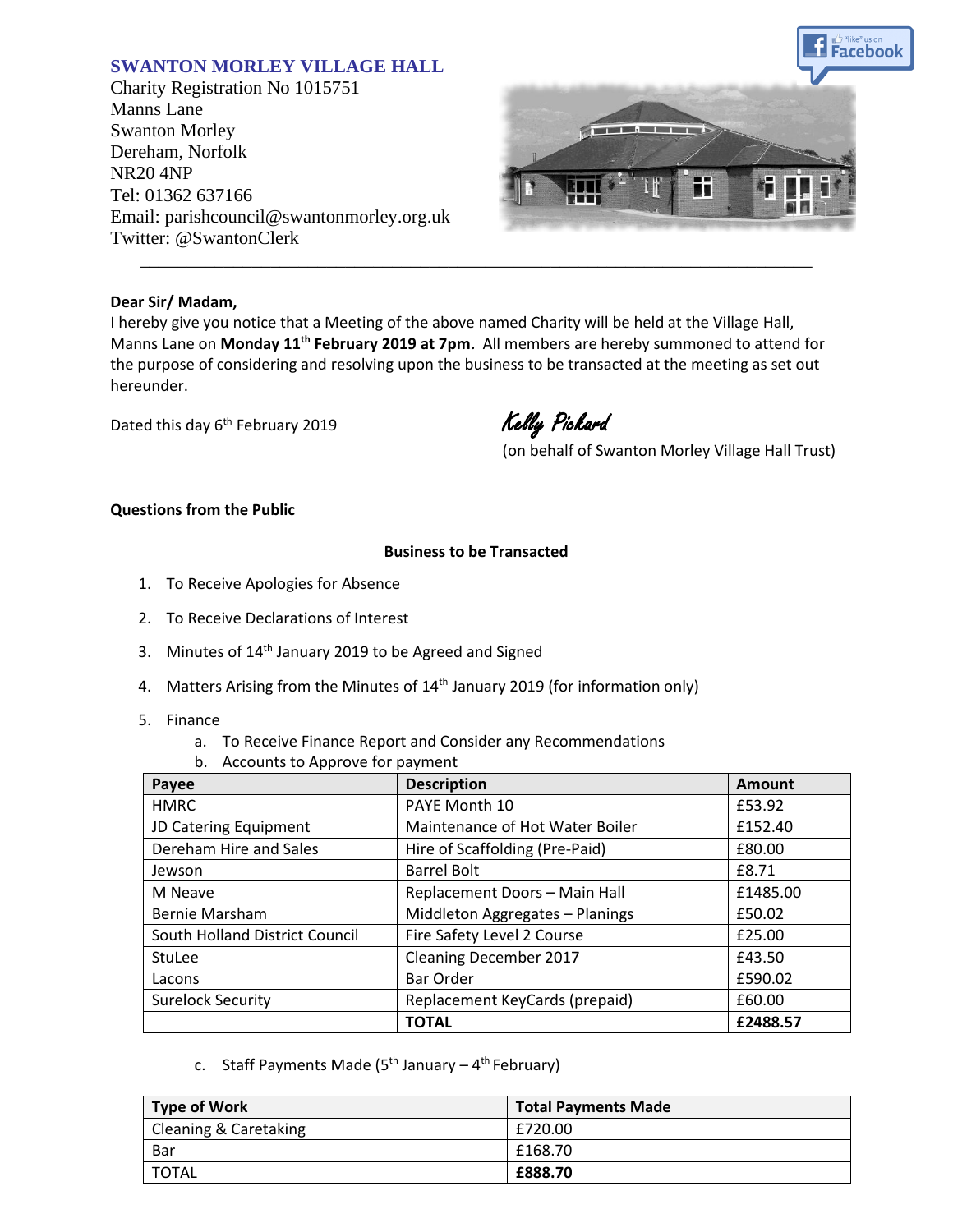**SWANTON MORLEY VILLAGE HALL**
Charity Registration No 1015751
Manns Lane
Swanton Morley
Dereham, Norfolk
NR20 4NP
Tel: 01362 637166
Email: parishcouncil@swantonmorley.org.uk
Twitter: @SwantonClerk

---

**Dear Sir/ Madam,**

I hereby give you notice that a Meeting of the above named Charity will be held at the Village Hall, Manns Lane on **Monday 11th February 2019 at 7pm.** All members are hereby summoned to attend for the purpose of considering and resolving upon the business to be transacted at the meeting as set out hereunder.

Dated this day 6th February 2019

*Kelly Pickard*
(on behalf of Swanton Morley Village Hall Trust)

**Questions from the Public**

**Business to be Transacted**

1. To Receive Apologies for Absence
2. To Receive Declarations of Interest
3. Minutes of 14th January 2019 to be Agreed and Signed
4. Matters Arising from the Minutes of 14th January 2019 (for information only)
5. Finance
   a. To Receive Finance Report and Consider any Recommendations
   b. Accounts to Approve for payment

| Payee | Description | Amount |
|---|---|---|
| HMRC | PAYE Month 10 | £53.92 |
| JD Catering Equipment | Maintenance of Hot Water Boiler | £152.40 |
| Dereham Hire and Sales | Hire of Scaffolding (Pre-Paid) | £80.00 |
| Jewson | Barrel Bolt | £8.71 |
| M Neave | Replacement Doors – Main Hall | £1485.00 |
| Bernie Marsham | Middleton Aggregates – Planings | £50.02 |
| South Holland District Council | Fire Safety Level 2 Course | £25.00 |
| StuLee | Cleaning December 2017 | £43.50 |
| Lacons | Bar Order | £590.02 |
| Surelock Security | Replacement KeyCards (prepaid) | £60.00 |
| | **TOTAL** | **£2488.57** |

   c. Staff Payments Made (5th January – 4th February)

| Type of Work | Total Payments Made |
|---|---|
| Cleaning & Caretaking | £720.00 |
| Bar | £168.70 |
| TOTAL | **£888.70** |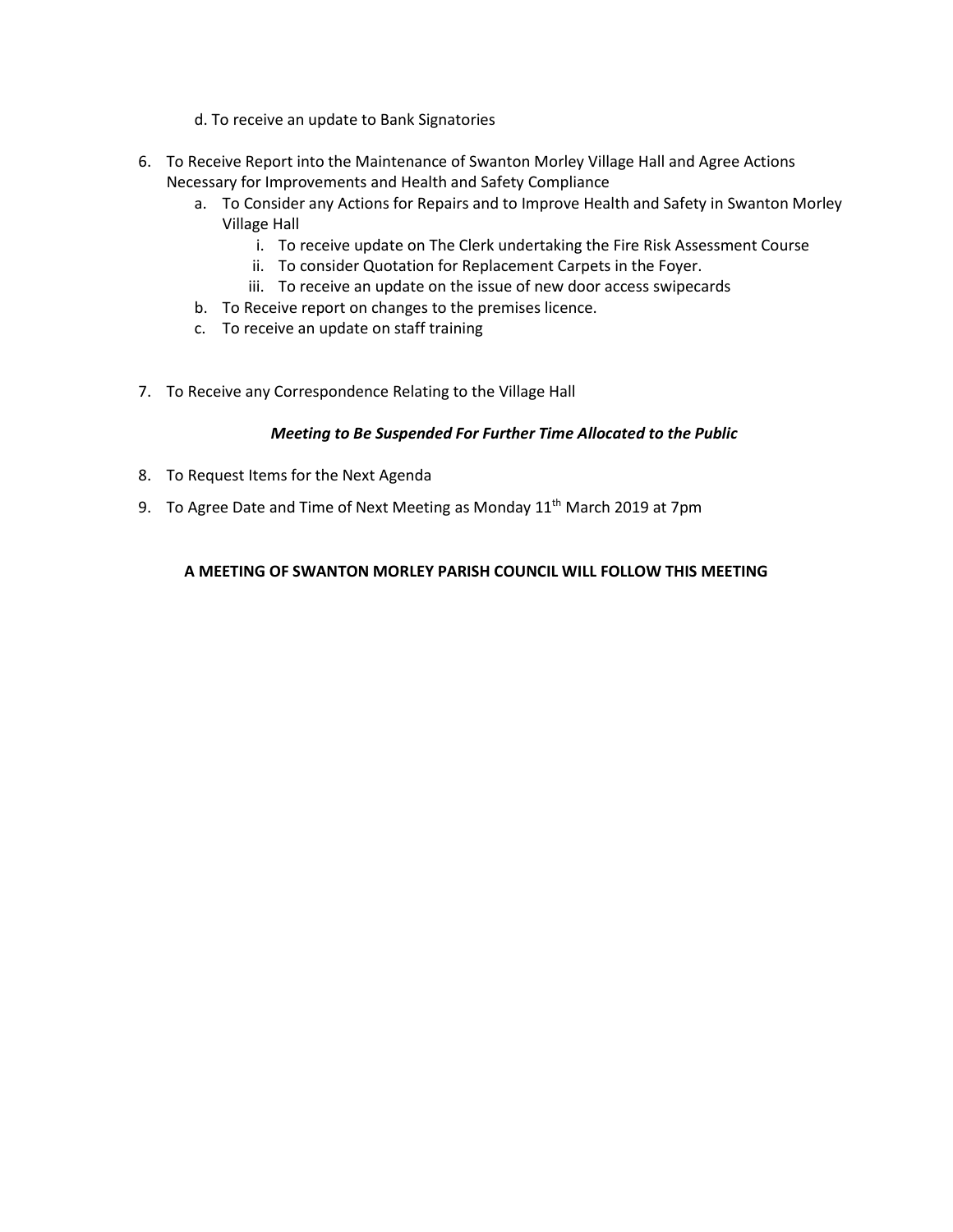d. To receive an update to Bank Signatories

6. To Receive Report into the Maintenance of Swanton Morley Village Hall and Agree Actions Necessary for Improvements and Health and Safety Compliance
   a. To Consider any Actions for Repairs and to Improve Health and Safety in Swanton Morley Village Hall
      i. To receive update on The Clerk undertaking the Fire Risk Assessment Course
      ii. To consider Quotation for Replacement Carpets in the Foyer.
      iii. To receive an update on the issue of new door access swipecards
   b. To Receive report on changes to the premises licence.
   c. To receive an update on staff training

7. To Receive any Correspondence Relating to the Village Hall

***Meeting to Be Suspended For Further Time Allocated to the Public***

8. To Request Items for the Next Agenda
9. To Agree Date and Time of Next Meeting as Monday 11th March 2019 at 7pm

**A MEETING OF SWANTON MORLEY PARISH COUNCIL WILL FOLLOW THIS MEETING**